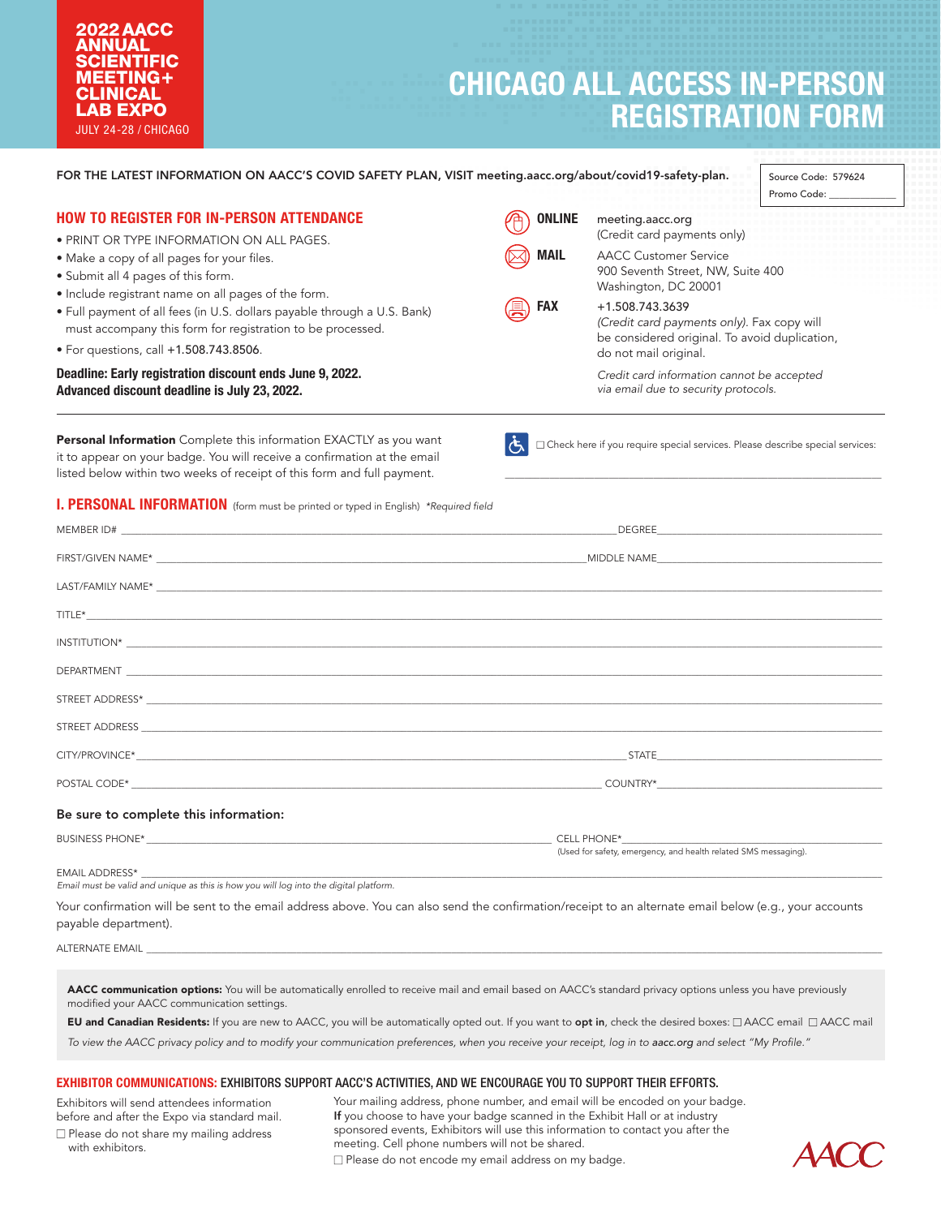# 2022 AACC ANNUAL SCIENTIFIC MEETING+ CLINICAL LAB EXPO

JULY 24-28 / CHICAGO

# CHICAGO ALL ACCESS IN-PERSON REGISTRATION FORM

FOR THE LATEST INFORMATION ON AACC'S COVID SAFETY PLAN, VISIT **meeting.aacc.org/about/covid19-safety-plan.**

Source Code: 579624

Promo Code: ____________

## HOW TO REGISTER FOR IN-PERSON ATTENDANCE

- PRINT OR TYPE INFORMATION ON ALL PAGES.
- Make a copy of all pages for your files.
- Submit all 4 pages of this form.
- Include registrant name on all pages of the form.
- Full payment of all fees (in U.S. dollars payable through a U.S. Bank) must accompany this form for registration to be processed.
- For questions, call +1.508.743.8506.

**Deadline: Early registration discount ends June 9, 2022.**
**Advanced discount deadline is July 23, 2022.**

**ONLINE** meeting.aacc.org
(Credit card payments only)

**MAIL** AACC Customer Service
900 Seventh Street, NW, Suite 400
Washington, DC 20001

**FAX** +1.508.743.3639
*(Credit card payments only)*. Fax copy will be considered original. To avoid duplication, do not mail original.

*Credit card information cannot be accepted via email due to security protocols.*

**Personal Information** Complete this information EXACTLY as you want it to appear on your badge. You will receive a confirmation at the email listed below within two weeks of receipt of this form and full payment.

☐ Check here if you require special services. Please describe special services:

______________________________________________

## I. PERSONAL INFORMATION (form must be printed or typed in English) *Required field

MEMBER ID# ______________________________ DEGREE ______________________________

FIRST/GIVEN NAME* ______________________________ MIDDLE NAME ______________________________

LAST/FAMILY NAME* ______________________________

TITLE* ______________________________

INSTITUTION* ______________________________

DEPARTMENT ______________________________

STREET ADDRESS* ______________________________

STREET ADDRESS ______________________________

CITY/PROVINCE* ______________________________ STATE ______________________________

POSTAL CODE* ______________________________ COUNTRY* ______________________________

**Be sure to complete this information:**

BUSINESS PHONE* ______________________________ CELL PHONE* ______________________________
(Used for safety, emergency, and health related SMS messaging).

EMAIL ADDRESS* ______________________________
*Email must be valid and unique as this is how you will log into the digital platform.*

Your confirmation will be sent to the email address above. You can also send the confirmation/receipt to an alternate email below (e.g., your accounts payable department).

ALTERNATE EMAIL ______________________________

**AACC communication options:** You will be automatically enrolled to receive mail and email based on AACC's standard privacy options unless you have previously modified your AACC communication settings.

**EU and Canadian Residents:** If you are new to AACC, you will be automatically opted out. If you want to **opt in**, check the desired boxes: ☐ AACC email ☐ AACC mail

*To view the AACC privacy policy and to modify your communication preferences, when you receive your receipt, log in to aacc.org and select "My Profile."*

## EXHIBITOR COMMUNICATIONS: EXHIBITORS SUPPORT AACC'S ACTIVITIES, AND WE ENCOURAGE YOU TO SUPPORT THEIR EFFORTS.

Exhibitors will send attendees information before and after the Expo via standard mail.

☐ Please do not share my mailing address with exhibitors.

Your mailing address, phone number, and email will be encoded on your badge. If you choose to have your badge scanned in the Exhibit Hall or at industry sponsored events, Exhibitors will use this information to contact you after the meeting. Cell phone numbers will not be shared.

☐ Please do not encode my email address on my badge.

AACC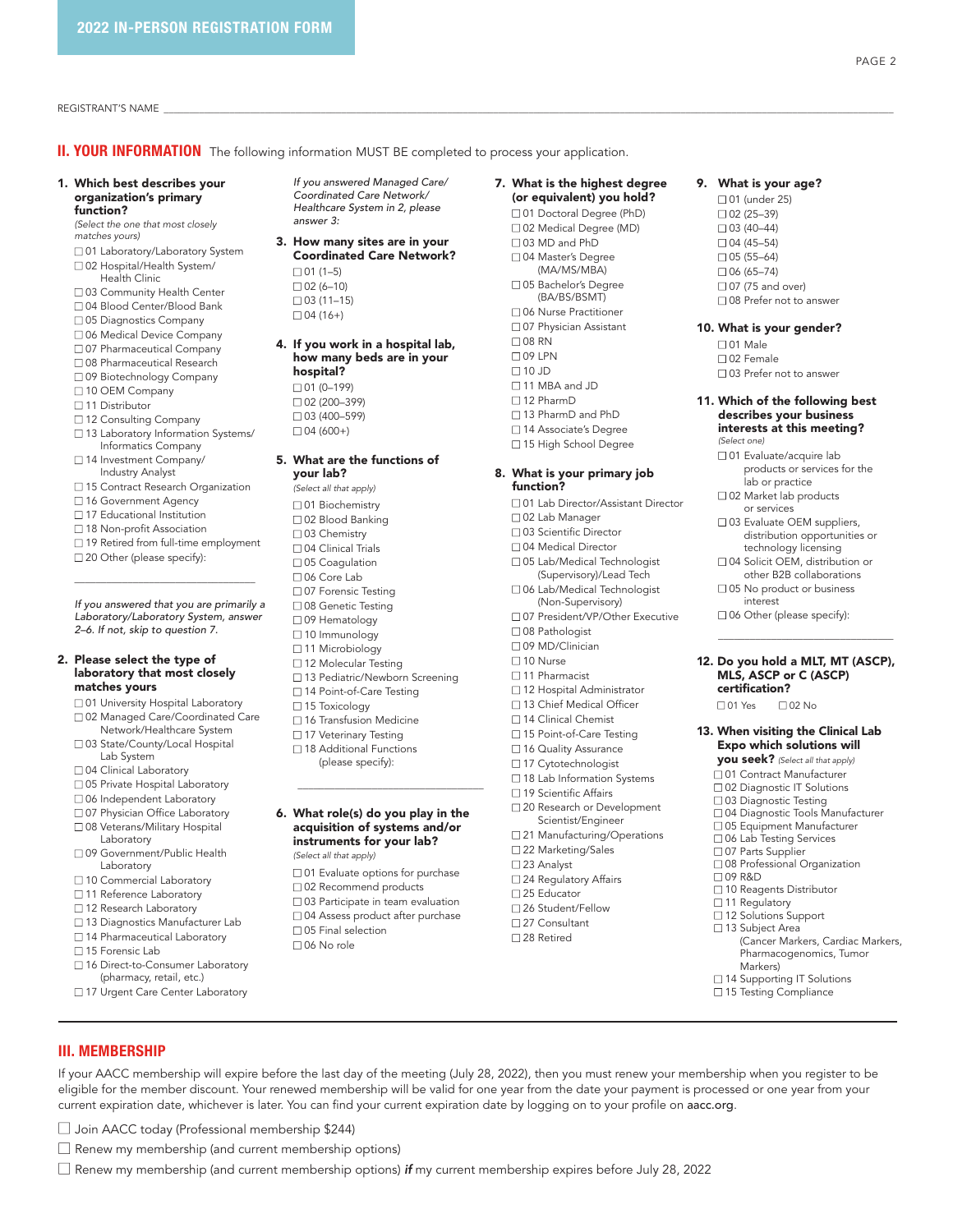2022 IN-PERSON REGISTRATION FORM

REGISTRANT'S NAME ______________________________

## II. YOUR INFORMATION

The following information MUST BE completed to process your application.

**1. Which best describes your organization's primary function?**
*(Select the one that most closely matches yours)*

- ☐ 01 Laboratory/Laboratory System
- ☐ 02 Hospital/Health System/ Health Clinic
- ☐ 03 Community Health Center
- ☐ 04 Blood Center/Blood Bank
- ☐ 05 Diagnostics Company
- ☐ 06 Medical Device Company
- ☐ 07 Pharmaceutical Company
- ☐ 08 Pharmaceutical Research
- ☐ 09 Biotechnology Company
- ☐ 10 OEM Company
- ☐ 11 Distributor
- ☐ 12 Consulting Company
- ☐ 13 Laboratory Information Systems/ Informatics Company
- ☐ 14 Investment Company/ Industry Analyst
- ☐ 15 Contract Research Organization
- ☐ 16 Government Agency
- ☐ 17 Educational Institution
- ☐ 18 Non-profit Association
- ☐ 19 Retired from full-time employment
- ☐ 20 Other (please specify): ______________________________

*If you answered that you are primarily a Laboratory/Laboratory System, answer 2–6. If not, skip to question 7.*

**2. Please select the type of laboratory that most closely matches yours**

- ☐ 01 University Hospital Laboratory
- ☐ 02 Managed Care/Coordinated Care Network/Healthcare System
- ☐ 03 State/County/Local Hospital Lab System
- ☐ 04 Clinical Laboratory
- ☐ 05 Private Hospital Laboratory
- ☐ 06 Independent Laboratory
- ☐ 07 Physician Office Laboratory
- ☐ 08 Veterans/Military Hospital Laboratory
- ☐ 09 Government/Public Health Laboratory
- ☐ 10 Commercial Laboratory
- ☐ 11 Reference Laboratory
- ☐ 12 Research Laboratory
- ☐ 13 Diagnostics Manufacturer Lab
- ☐ 14 Pharmaceutical Laboratory
- ☐ 15 Forensic Lab
- ☐ 16 Direct-to-Consumer Laboratory (pharmacy, retail, etc.)
- ☐ 17 Urgent Care Center Laboratory

*If you answered Managed Care/ Coordinated Care Network/ Healthcare System in 2, please answer 3:*

**3. How many sites are in your Coordinated Care Network?**

- ☐ 01 (1–5)
- ☐ 02 (6–10)
- ☐ 03 (11–15)
- ☐ 04 (16+)

**4. If you work in a hospital lab, how many beds are in your hospital?**

- ☐ 01 (0–199)
- ☐ 02 (200–399)
- ☐ 03 (400–599)
- ☐ 04 (600+)

**5. What are the functions of your lab?**
*(Select all that apply)*

- ☐ 01 Biochemistry
- ☐ 02 Blood Banking
- ☐ 03 Chemistry
- ☐ 04 Clinical Trials
- ☐ 05 Coagulation
- ☐ 06 Core Lab
- ☐ 07 Forensic Testing
- ☐ 08 Genetic Testing
- ☐ 09 Hematology
- ☐ 10 Immunology
- ☐ 11 Microbiology
- ☐ 12 Molecular Testing
- ☐ 13 Pediatric/Newborn Screening
- ☐ 14 Point-of-Care Testing
- ☐ 15 Toxicology
- ☐ 16 Transfusion Medicine
- ☐ 17 Veterinary Testing
- ☐ 18 Additional Functions (please specify): ______________________________

**6. What role(s) do you play in the acquisition of systems and/or instruments for your lab?**
*(Select all that apply)*

- ☐ 01 Evaluate options for purchase
- ☐ 02 Recommend products
- ☐ 03 Participate in team evaluation
- ☐ 04 Assess product after purchase
- ☐ 05 Final selection
- ☐ 06 No role

**7. What is the highest degree (or equivalent) you hold?**

- ☐ 01 Doctoral Degree (PhD)
- ☐ 02 Medical Degree (MD)
- ☐ 03 MD and PhD
- ☐ 04 Master's Degree (MA/MS/MBA)
- ☐ 05 Bachelor's Degree (BA/BS/BSMT)
- ☐ 06 Nurse Practitioner
- ☐ 07 Physician Assistant
- ☐ 08 RN
- ☐ 09 LPN
- ☐ 10 JD
- ☐ 11 MBA and JD
- ☐ 12 PharmD
- ☐ 13 PharmD and PhD
- ☐ 14 Associate's Degree
- ☐ 15 High School Degree

**8. What is your primary job function?**

- ☐ 01 Lab Director/Assistant Director
- ☐ 02 Lab Manager
- ☐ 03 Scientific Director
- ☐ 04 Medical Director
- ☐ 05 Lab/Medical Technologist (Supervisory)/Lead Tech
- ☐ 06 Lab/Medical Technologist (Non-Supervisory)
- ☐ 07 President/VP/Other Executive
- ☐ 08 Pathologist
- ☐ 09 MD/Clinician
- ☐ 10 Nurse
- ☐ 11 Pharmacist
- ☐ 12 Hospital Administrator
- ☐ 13 Chief Medical Officer
- ☐ 14 Clinical Chemist
- ☐ 15 Point-of-Care Testing
- ☐ 16 Quality Assurance
- ☐ 17 Cytotechnologist
- ☐ 18 Lab Information Systems
- ☐ 19 Scientific Affairs
- ☐ 20 Research or Development Scientist/Engineer
- ☐ 21 Manufacturing/Operations
- ☐ 22 Marketing/Sales
- ☐ 23 Analyst
- ☐ 24 Regulatory Affairs
- ☐ 25 Educator
- ☐ 26 Student/Fellow
- ☐ 27 Consultant
- ☐ 28 Retired

**9. What is your age?**

- ☐ 01 (under 25)
- ☐ 02 (25–39)
- ☐ 03 (40–44)
- ☐ 04 (45–54)
- ☐ 05 (55–64)
- ☐ 06 (65–74)
- ☐ 07 (75 and over)
- ☐ 08 Prefer not to answer

**10. What is your gender?**

- ☐ 01 Male
- ☐ 02 Female
- ☐ 03 Prefer not to answer

**11. Which of the following best describes your business interests at this meeting?**
*(Select one)*

- ☐ 01 Evaluate/acquire lab products or services for the lab or practice
- ☐ 02 Market lab products or services
- ☐ 03 Evaluate OEM suppliers, distribution opportunities or technology licensing
- ☐ 04 Solicit OEM, distribution or other B2B collaborations
- ☐ 05 No product or business interest
- ☐ 06 Other (please specify): ______________________________

**12. Do you hold a MLT, MT (ASCP), MLS, ASCP or C (ASCP) certification?**

☐ 01 Yes ☐ 02 No

**13. When visiting the Clinical Lab Expo which solutions will you seek?** *(Select all that apply)*

- ☐ 01 Contract Manufacturer
- ☐ 02 Diagnostic IT Solutions
- ☐ 03 Diagnostic Testing
- ☐ 04 Diagnostic Tools Manufacturer
- ☐ 05 Equipment Manufacturer
- ☐ 06 Lab Testing Services
- ☐ 07 Parts Supplier
- ☐ 08 Professional Organization
- ☐ 09 R&D
- ☐ 10 Reagents Distributor
- ☐ 11 Regulatory
- ☐ 12 Solutions Support
- ☐ 13 Subject Area (Cancer Markers, Cardiac Markers, Pharmacogenomics, Tumor Markers)
- ☐ 14 Supporting IT Solutions
- ☐ 15 Testing Compliance

## III. MEMBERSHIP

If your AACC membership will expire before the last day of the meeting (July 28, 2022), then you must renew your membership when you register to be eligible for the member discount. Your renewed membership will be valid for one year from the date your payment is processed or one year from your current expiration date, whichever is later. You can find your current expiration date by logging on to your profile on aacc.org.

- ☐ Join AACC today (Professional membership $244)
- ☐ Renew my membership (and current membership options)
- ☐ Renew my membership (and current membership options) ***if*** my current membership expires before July 28, 2022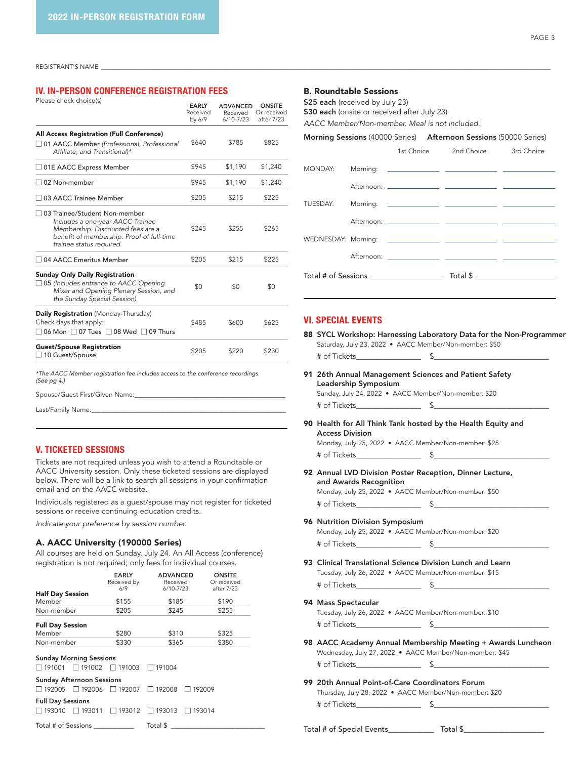# 2022 IN-PERSON REGISTRATION FORM

REGISTRANT'S NAME ____________________________________________

## IV. IN-PERSON CONFERENCE REGISTRATION FEES

Please check choice(s)

| | EARLY Received by 6/9 | ADVANCED Received 6/10-7/23 | ONSITE Or received after 7/23 |
|---|---|---|---|
| **All Access Registration (Full Conference)** ☐ 01 AACC Member *(Professional, Professional Affiliate, and Transitional)** | $640 | $785 | $825 |
| ☐ 01E AACC Express Member | $945 | $1,190 | $1,240 |
| ☐ 02 Non-member | $945 | $1,190 | $1,240 |
| ☐ 03 AACC Trainee Member | $205 | $215 | $225 |
| ☐ 03 Trainee/Student Non-member *Includes a one-year AACC Trainee Membership. Discounted fees are a benefit of membership. Proof of full-time trainee status required.* | $245 | $255 | $265 |
| ☐ 04 AACC Emeritus Member | $205 | $215 | $225 |
| **Sunday Only Daily Registration** ☐ 05 *(Includes entrance to AACC Opening Mixer and Opening Plenary Session, and the Sunday Special Session)* | $0 | $0 | $0 |
| **Daily Registration** (Monday-Thursday) Check days that apply: ☐ 06 Mon ☐ 07 Tues ☐ 08 Wed ☐ 09 Thurs | $485 | $600 | $625 |
| **Guest/Spouse Registration** ☐ 10 Guest/Spouse | $205 | $220 | $230 |

*\*The AACC Member registration fee includes access to the conference recordings. (See pg 4.)*

Spouse/Guest First/Given Name:____________________________________________

Last/Family Name:____________________________________________

## V. TICKETED SESSIONS

Tickets are not required unless you wish to attend a Roundtable or AACC University session. Only these ticketed sessions are displayed below. There will be a link to search all sessions in your confirmation email and on the AACC website.

Individuals registered as a guest/spouse may not register for ticketed sessions or receive continuing education credits.

*Indicate your preference by session number.*

### A. AACC University (190000 Series)

All courses are held on Sunday, July 24. An All Access (conference) registration is not required; only fees for individual courses.

| | EARLY Received by 6/9 | ADVANCED Received 6/10-7/23 | ONSITE Or received after 7/23 |
|---|---|---|---|
| **Half Day Session** | | | |
| Member | $155 | $185 | $190 |
| Non-member | $205 | $245 | $255 |
| **Full Day Session** | | | |
| Member | $280 | $310 | $325 |
| Non-member | $330 | $365 | $380 |

**Sunday Morning Sessions**
☐ 191001 ☐ 191002 ☐ 191003 ☐ 191004

**Sunday Afternoon Sessions**
☐ 192005 ☐ 192006 ☐ 192007 ☐ 192008 ☐ 192009

**Full Day Sessions**
☐ 193010 ☐ 193011 ☐ 193012 ☐ 193013 ☐ 193014

Total # of Sessions ___________ Total $ ________________________

### B. Roundtable Sessions

**$25 each** (received by July 23)
**$30 each** (onsite or received after July 23)
*AACC Member/Non-member. Meal is not included.*

**Morning Sessions** (40000 Series) **Afternoon Sessions** (50000 Series)

| | | 1st Choice | 2nd Choice | 3rd Choice |
|---|---|---|---|---|
| MONDAY: | Morning: | | | |
| | Afternoon: | | | |
| TUESDAY: | Morning: | | | |
| | Afternoon: | | | |
| WEDNESDAY: | Morning: | | | |
| | Afternoon: | | | |

Total # of Sessions _________________ Total $ ____________________

## VI. SPECIAL EVENTS

**88 SYCL Workshop: Harnessing Laboratory Data for the Non-Programmer**
Saturday, July 23, 2022 • AACC Member/Non-member: $50
# of Tickets_______________ $____________________________

**91 26th Annual Management Sciences and Patient Safety Leadership Symposium**
Sunday, July 24, 2022 • AACC Member/Non-member: $20
# of Tickets_______________ $____________________________

**90 Health for All Think Tank hosted by the Health Equity and Access Division**
Monday, July 25, 2022 • AACC Member/Non-member: $25
# of Tickets_______________ $____________________________

**92 Annual LVD Division Poster Reception, Dinner Lecture, and Awards Recognition**
Monday, July 25, 2022 • AACC Member/Non-member: $50
# of Tickets_______________ $____________________________

**96 Nutrition Division Symposium**
Monday, July 25, 2022 • AACC Member/Non-member: $20
# of Tickets_______________ $____________________________

**93 Clinical Translational Science Division Lunch and Learn**
Tuesday, July 26, 2022 • AACC Member/Non-member: $15
# of Tickets_______________ $____________________________

**94 Mass Spectacular**
Tuesday, July 26, 2022 • AACC Member/Non-member: $10
# of Tickets_______________ $____________________________

**98 AACC Academy Annual Membership Meeting + Awards Luncheon**
Wednesday, July 27, 2022 • AACC Member/Non-member: $45
# of Tickets_______________ $____________________________

**99 20th Annual Point-of-Care Coordinators Forum**
Thursday, July 28, 2022 • AACC Member/Non-member: $20
# of Tickets_______________ $____________________________

Total # of Special Events___________ Total $____________________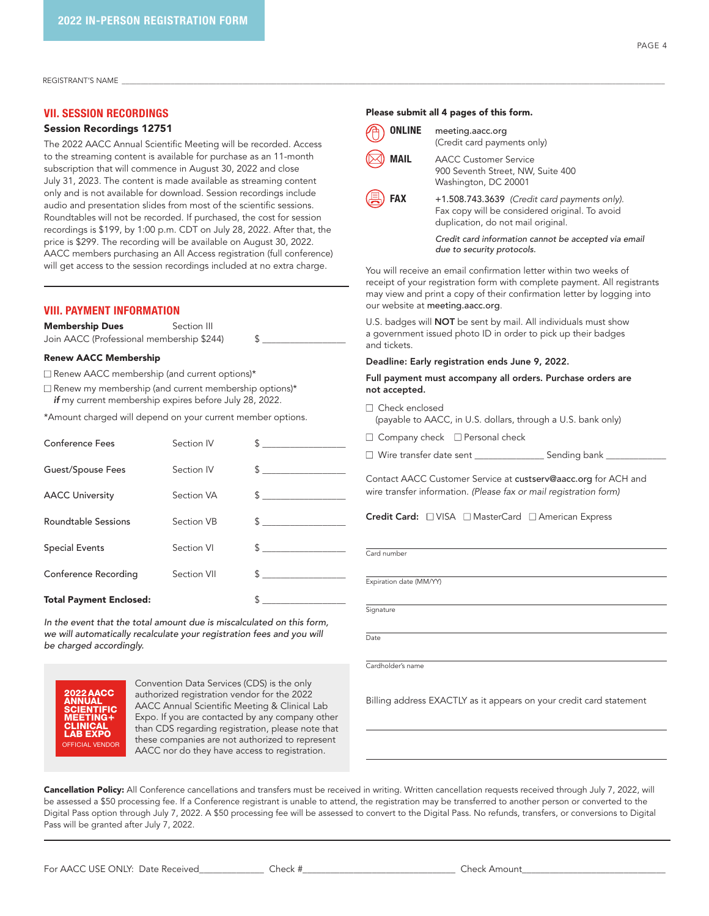2022 IN-PERSON REGISTRATION FORM

REGISTRANT'S NAME ______________________________________________

## VII. SESSION RECORDINGS

**Session Recordings 12751**

The 2022 AACC Annual Scientific Meeting will be recorded. Access to the streaming content is available for purchase as an 11-month subscription that will commence in August 30, 2022 and close July 31, 2023. The content is made available as streaming content only and is not available for download. Session recordings include audio and presentation slides from most of the scientific sessions. Roundtables will not be recorded. If purchased, the cost for session recordings is $199, by 1:00 p.m. CDT on July 28, 2022. After that, the price is $299. The recording will be available on August 30, 2022. AACC members purchasing an All Access registration (full conference) will get access to the session recordings included at no extra charge.

## VIII. PAYMENT INFORMATION

**Membership Dues** Section III

Join AACC (Professional membership $244) $ ____________

**Renew AACC Membership**

☐ Renew AACC membership (and current options)*

☐ Renew my membership (and current membership options)*
***if*** my current membership expires before July 28, 2022.

*Amount charged will depend on your current member options.

| | | |
|---|---|---|
| Conference Fees | Section IV | $ ____________ |
| Guest/Spouse Fees | Section IV | $ ____________ |
| AACC University | Section VA | $ ____________ |
| Roundtable Sessions | Section VB | $ ____________ |
| Special Events | Section VI | $ ____________ |
| Conference Recording | Section VII | $ ____________ |
| **Total Payment Enclosed:** | | $ ____________ |

*In the event that the total amount due is miscalculated on this form, we will automatically recalculate your registration fees and you will be charged accordingly.*

2022 AACC ANNUAL SCIENTIFIC MEETING+ CLINICAL LAB EXPO OFFICIAL VENDOR

Convention Data Services (CDS) is the only authorized registration vendor for the 2022 AACC Annual Scientific Meeting & Clinical Lab Expo. If you are contacted by any company other than CDS regarding registration, please note that these companies are not authorized to represent AACC nor do they have access to registration.

**Please submit all 4 pages of this form.**

**ONLINE** meeting.aacc.org
(Credit card payments only)

**MAIL** AACC Customer Service
900 Seventh Street, NW, Suite 400
Washington, DC 20001

**FAX** +1.508.743.3639 *(Credit card payments only).*
Fax copy will be considered original. To avoid duplication, do not mail original.

*Credit card information cannot be accepted via email due to security protocols.*

You will receive an email confirmation letter within two weeks of receipt of your registration form with complete payment. All registrants may view and print a copy of their confirmation letter by logging into our website at **meeting.aacc.org**.

U.S. badges will **NOT** be sent by mail. All individuals must show a government issued photo ID in order to pick up their badges and tickets.

**Deadline: Early registration ends June 9, 2022.**

**Full payment must accompany all orders. Purchase orders are not accepted.**

☐ Check enclosed
(payable to AACC, in U.S. dollars, through a U.S. bank only)

☐ Company check ☐ Personal check

☐ Wire transfer date sent ____________ Sending bank ____________

Contact AACC Customer Service at **custserv@aacc.org** for ACH and wire transfer information. *(Please fax or mail registration form)*

**Credit Card:** ☐ VISA ☐ MasterCard ☐ American Express

______________________________
Card number

______________________________
Expiration date (MM/YY)

______________________________
Signature

______________________________
Date

______________________________
Cardholder's name

Billing address EXACTLY as it appears on your credit card statement

______________________________

______________________________

**Cancellation Policy:** All Conference cancellations and transfers must be received in writing. Written cancellation requests received through July 7, 2022, will be assessed a $50 processing fee. If a Conference registrant is unable to attend, the registration may be transferred to another person or converted to the Digital Pass option through July 7, 2022. A $50 processing fee will be assessed to convert to the Digital Pass. No refunds, transfers, or conversions to Digital Pass will be granted after July 7, 2022.

For AACC USE ONLY: Date Received____________ Check #____________________ Check Amount____________________